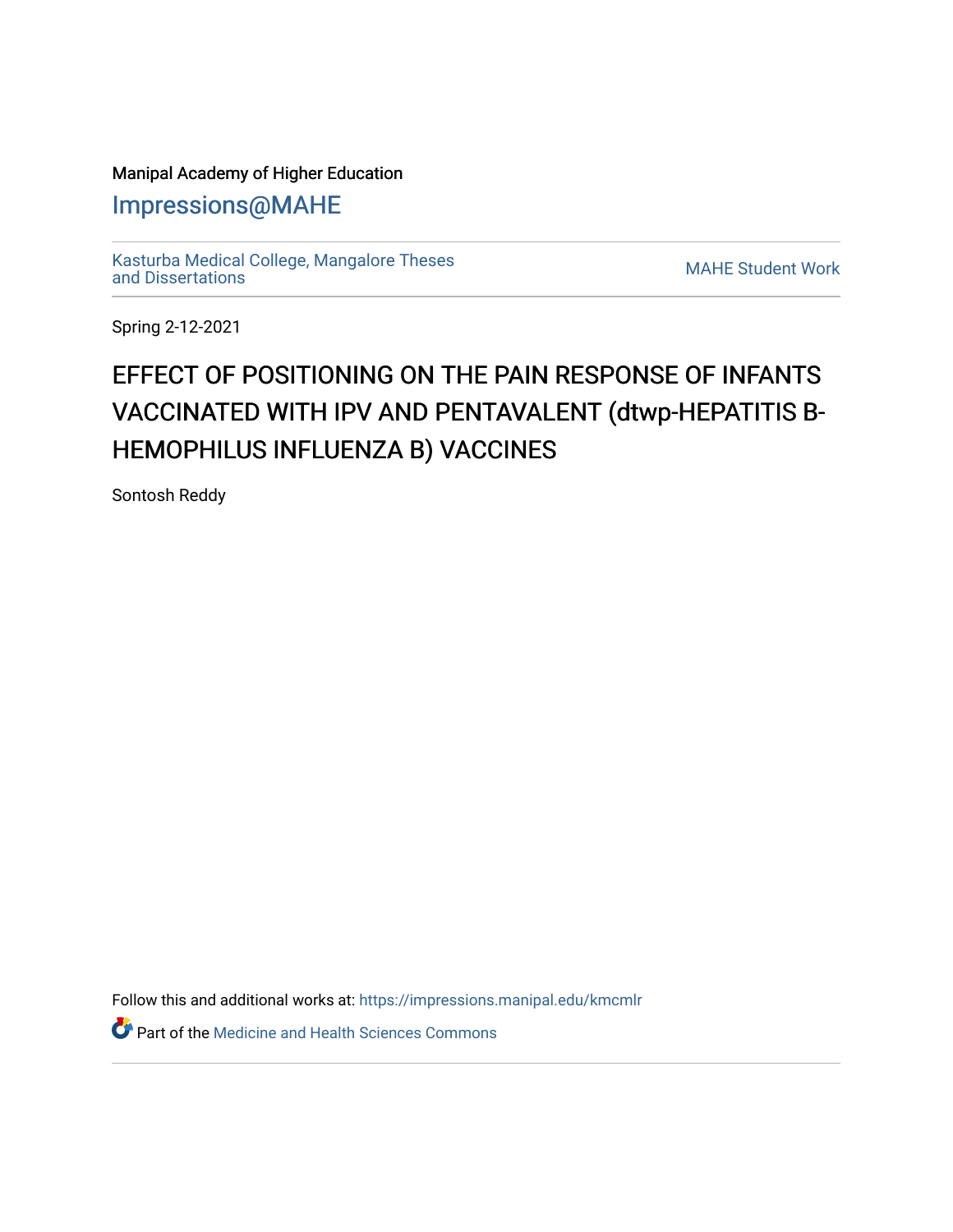Manipal Academy of Higher Education

## Impressions@MAHE

Kasturba Medical College, Mangalore Theses and Dissertations

MAHE Student Work

Spring 2-12-2021

# EFFECT OF POSITIONING ON THE PAIN RESPONSE OF INFANTS VACCINATED WITH IPV AND PENTAVALENT (dtwp-HEPATITIS B-HEMOPHILUS INFLUENZA B) VACCINES

Sontosh Reddy

Follow this and additional works at: https://impressions.manipal.edu/kmcmlr

Part of the Medicine and Health Sciences Commons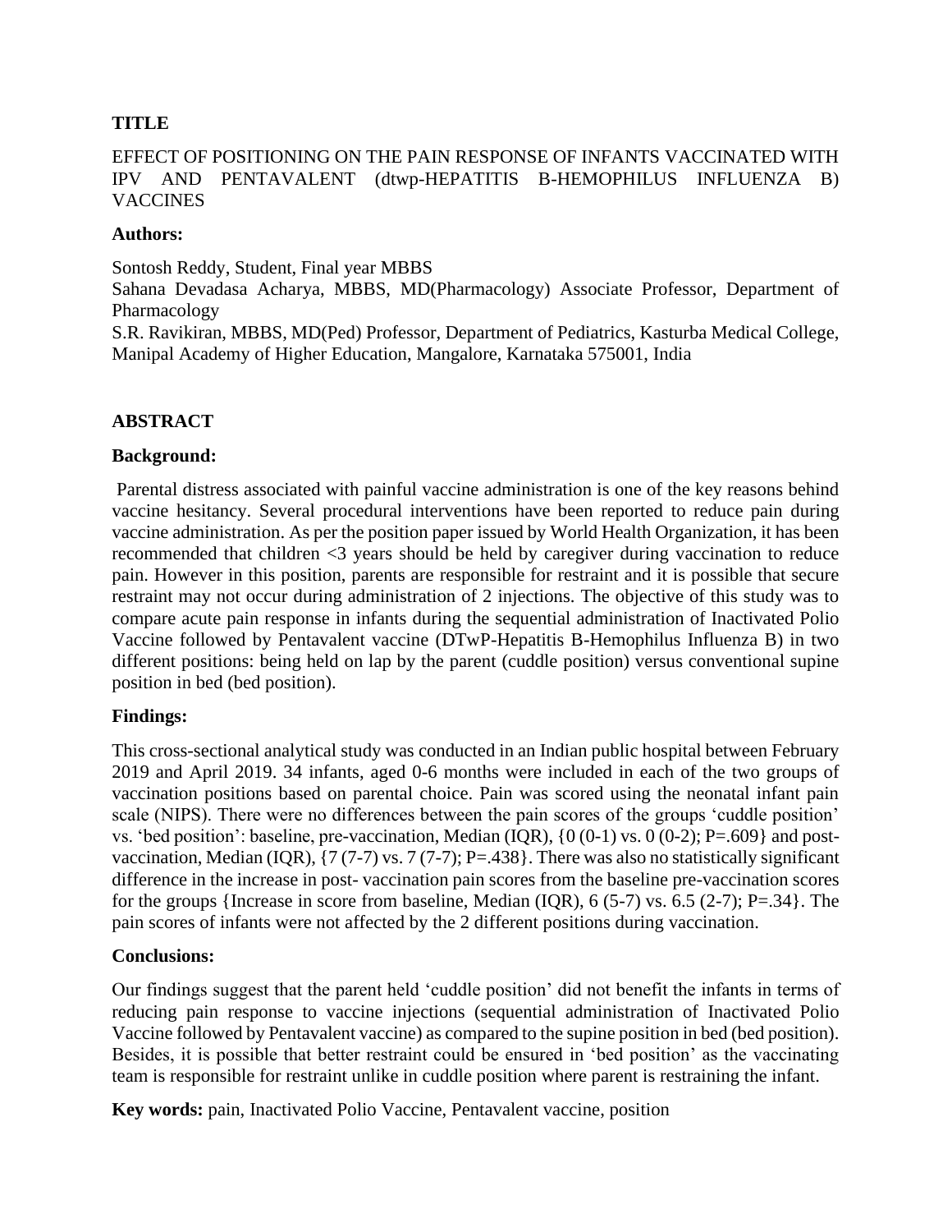**TITLE**

EFFECT OF POSITIONING ON THE PAIN RESPONSE OF INFANTS VACCINATED WITH IPV AND PENTAVALENT (dtwp-HEPATITIS B-HEMOPHILUS INFLUENZA B) VACCINES

**Authors:**

Sontosh Reddy, Student, Final year MBBS
Sahana Devadasa Acharya, MBBS, MD(Pharmacology) Associate Professor, Department of Pharmacology
S.R. Ravikiran, MBBS, MD(Ped) Professor, Department of Pediatrics, Kasturba Medical College, Manipal Academy of Higher Education, Mangalore, Karnataka 575001, India

**ABSTRACT**

**Background:**

Parental distress associated with painful vaccine administration is one of the key reasons behind vaccine hesitancy. Several procedural interventions have been reported to reduce pain during vaccine administration. As per the position paper issued by World Health Organization, it has been recommended that children <3 years should be held by caregiver during vaccination to reduce pain. However in this position, parents are responsible for restraint and it is possible that secure restraint may not occur during administration of 2 injections. The objective of this study was to compare acute pain response in infants during the sequential administration of Inactivated Polio Vaccine followed by Pentavalent vaccine (DTwP-Hepatitis B-Hemophilus Influenza B) in two different positions: being held on lap by the parent (cuddle position) versus conventional supine position in bed (bed position).

**Findings:**

This cross-sectional analytical study was conducted in an Indian public hospital between February 2019 and April 2019. 34 infants, aged 0-6 months were included in each of the two groups of vaccination positions based on parental choice. Pain was scored using the neonatal infant pain scale (NIPS). There were no differences between the pain scores of the groups 'cuddle position' vs. 'bed position': baseline, pre-vaccination, Median (IQR), {0 (0-1) vs. 0 (0-2); P=.609} and post-vaccination, Median (IQR), {7 (7-7) vs. 7 (7-7); P=.438}. There was also no statistically significant difference in the increase in post- vaccination pain scores from the baseline pre-vaccination scores for the groups {Increase in score from baseline, Median (IQR), 6 (5-7) vs. 6.5 (2-7); P=.34}. The pain scores of infants were not affected by the 2 different positions during vaccination.

**Conclusions:**

Our findings suggest that the parent held 'cuddle position' did not benefit the infants in terms of reducing pain response to vaccine injections (sequential administration of Inactivated Polio Vaccine followed by Pentavalent vaccine) as compared to the supine position in bed (bed position). Besides, it is possible that better restraint could be ensured in 'bed position' as the vaccinating team is responsible for restraint unlike in cuddle position where parent is restraining the infant.

**Key words:** pain, Inactivated Polio Vaccine, Pentavalent vaccine, position